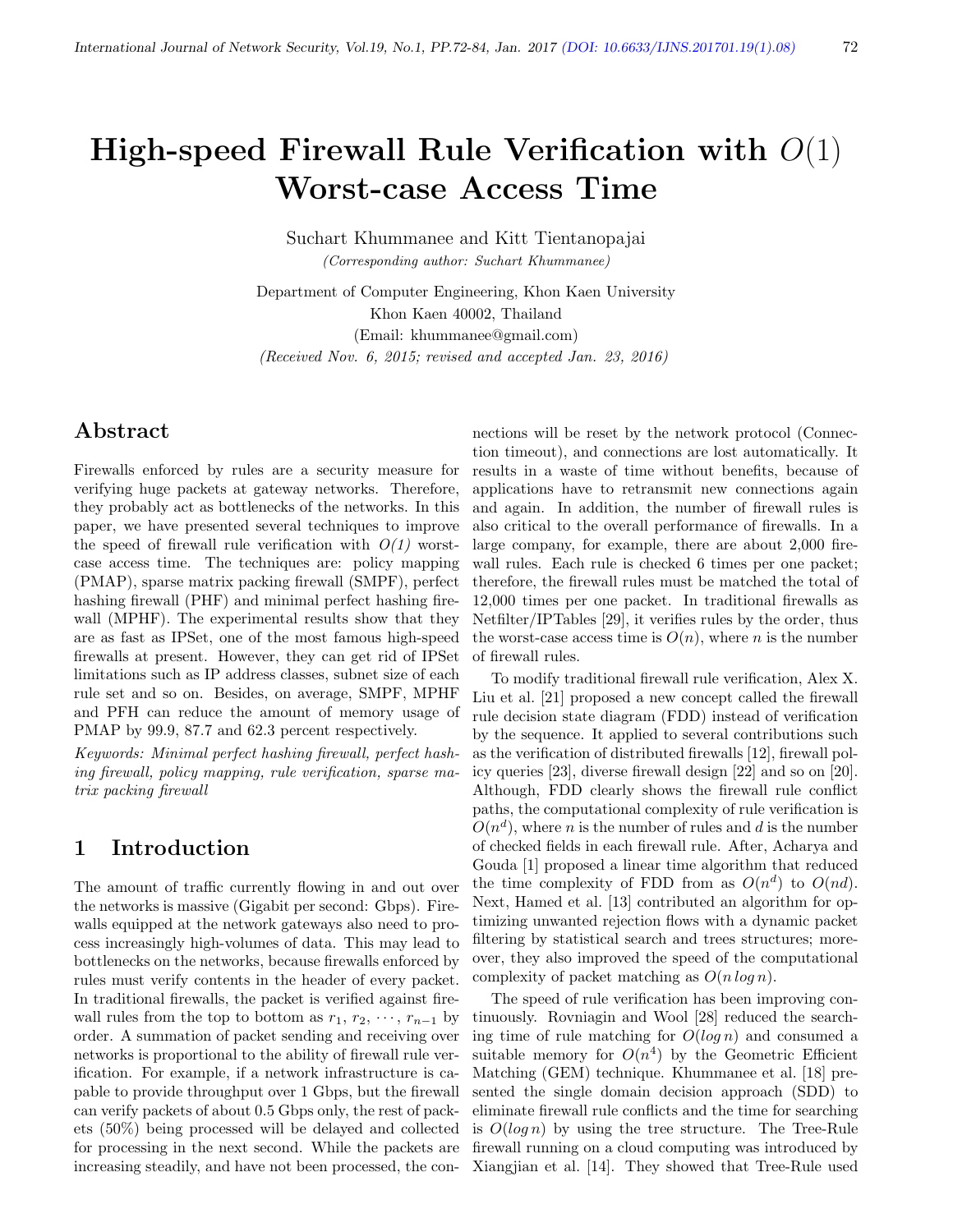# High-speed Firewall Rule Verification with $O(1)$ Worst-case Access Time

Suchart Khummanee and Kitt Tientanopajai

*(Corresponding author: Suchart Khummanee)*

Department of Computer Engineering, Khon Kaen University

Khon Kaen 40002, Thailand

(Email: khummanee@gmail.com)

*(Received Nov. 6, 2015; revised and accepted Jan. 23, 2016)*

## Abstract

Firewalls enforced by rules are a security measure for verifying huge packets at gateway networks. Therefore, they probably act as bottlenecks of the networks. In this paper, we have presented several techniques to improve the speed of firewall rule verification with *O(1)* worst-case access time. The techniques are: policy mapping (PMAP), sparse matrix packing firewall (SMPF), perfect hashing firewall (PHF) and minimal perfect hashing firewall (MPHF). The experimental results show that they are as fast as IPSet, one of the most famous high-speed firewalls at present. However, they can get rid of IPSet limitations such as IP address classes, subnet size of each rule set and so on. Besides, on average, SMPF, MPHF and PFH can reduce the amount of memory usage of PMAP by 99.9, 87.7 and 62.3 percent respectively.

*Keywords: Minimal perfect hashing firewall, perfect hashing firewall, policy mapping, rule verification, sparse matrix packing firewall*

## 1 Introduction

The amount of traffic currently flowing in and out over the networks is massive (Gigabit per second: Gbps). Firewalls equipped at the network gateways also need to process increasingly high-volumes of data. This may lead to bottlenecks on the networks, because firewalls enforced by rules must verify contents in the header of every packet. In traditional firewalls, the packet is verified against firewall rules from the top to bottom as $r_1$, $r_2$, $\cdots$, $r_{n-1}$ by order. A summation of packet sending and receiving over networks is proportional to the ability of firewall rule verification. For example, if a network infrastructure is capable to provide throughput over 1 Gbps, but the firewall can verify packets of about 0.5 Gbps only, the rest of packets (50%) being processed will be delayed and collected for processing in the next second. While the packets are increasing steadily, and have not been processed, the connections will be reset by the network protocol (Connection timeout), and connections are lost automatically. It results in a waste of time without benefits, because of applications have to retransmit new connections again and again. In addition, the number of firewall rules is also critical to the overall performance of firewalls. In a large company, for example, there are about 2,000 firewall rules. Each rule is checked 6 times per one packet; therefore, the firewall rules must be matched the total of 12,000 times per one packet. In traditional firewalls as Netfilter/IPTables [29], it verifies rules by the order, thus the worst-case access time is $O(n)$, where $n$ is the number of firewall rules.

To modify traditional firewall rule verification, Alex X. Liu et al. [21] proposed a new concept called the firewall rule decision state diagram (FDD) instead of verification by the sequence. It applied to several contributions such as the verification of distributed firewalls [12], firewall policy queries [23], diverse firewall design [22] and so on [20]. Although, FDD clearly shows the firewall rule conflict paths, the computational complexity of rule verification is $O(n^d)$, where $n$ is the number of rules and $d$ is the number of checked fields in each firewall rule. After, Acharya and Gouda [1] proposed a linear time algorithm that reduced the time complexity of FDD from as $O(n^d)$ to $O(nd)$. Next, Hamed et al. [13] contributed an algorithm for optimizing unwanted rejection flows with a dynamic packet filtering by statistical search and trees structures; moreover, they also improved the speed of the computational complexity of packet matching as $O(n \log n)$.

The speed of rule verification has been improving continuously. Rovniagin and Wool [28] reduced the searching time of rule matching for $O(\log n)$ and consumed a suitable memory for $O(n^4)$ by the Geometric Efficient Matching (GEM) technique. Khummanee et al. [18] presented the single domain decision approach (SDD) to eliminate firewall rule conflicts and the time for searching is $O(\log n)$ by using the tree structure. The Tree-Rule firewall running on a cloud computing was introduced by Xiangjian et al. [14]. They showed that Tree-Rule used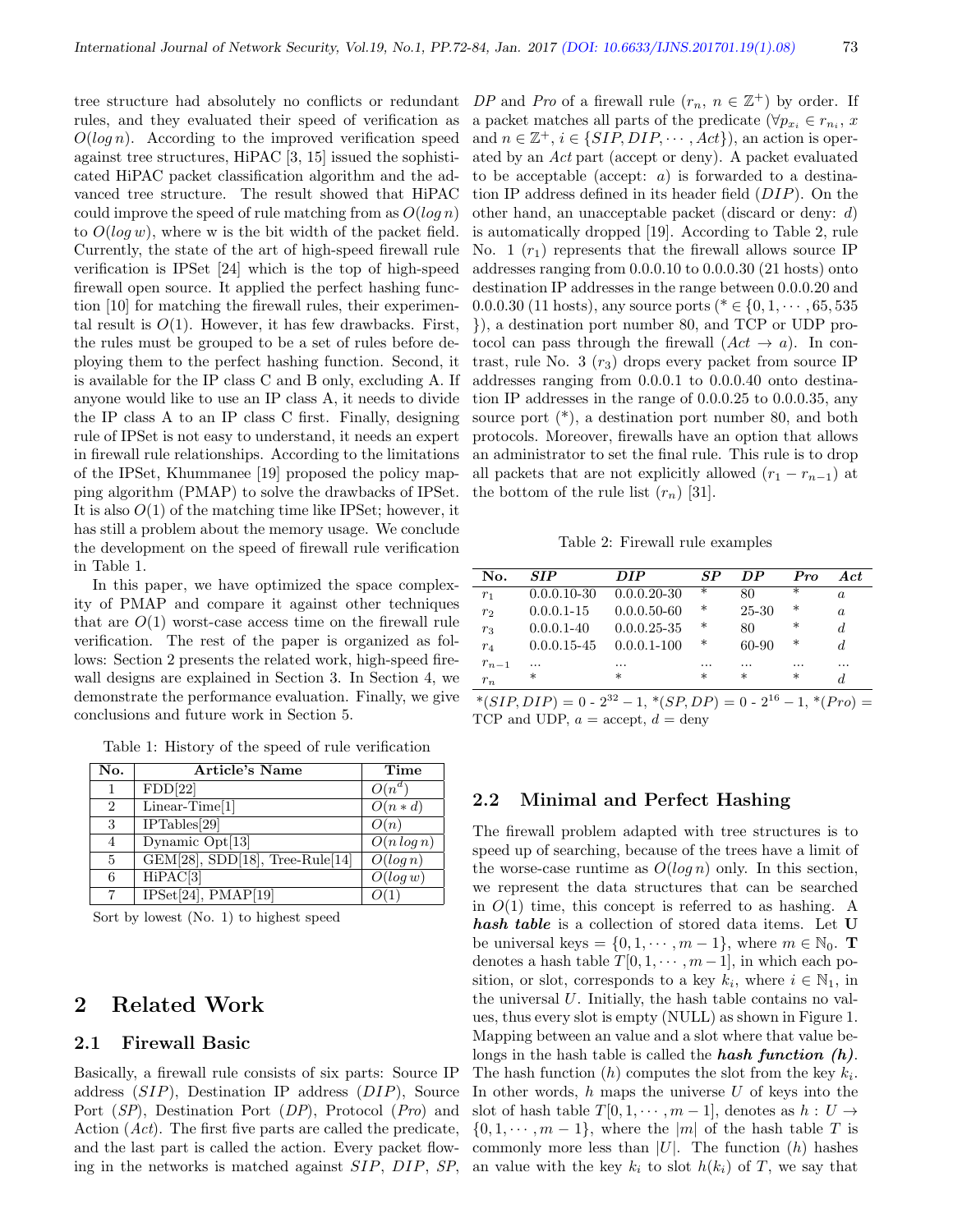tree structure had absolutely no conflicts or redundant rules, and they evaluated their speed of verification as $O(log\, n)$. According to the improved verification speed against tree structures, HiPAC [3, 15] issued the sophisticated HiPAC packet classification algorithm and the advanced tree structure. The result showed that HiPAC could improve the speed of rule matching from as $O(log\, n)$ to $O(log\, w)$, where w is the bit width of the packet field. Currently, the state of the art of high-speed firewall rule verification is IPSet [24] which is the top of high-speed firewall open source. It applied the perfect hashing function [10] for matching the firewall rules, their experimental result is $O(1)$. However, it has few drawbacks. First, the rules must be grouped to be a set of rules before deploying them to the perfect hashing function. Second, it is available for the IP class C and B only, excluding A. If anyone would like to use an IP class A, it needs to divide the IP class A to an IP class C first. Finally, designing rule of IPSet is not easy to understand, it needs an expert in firewall rule relationships. According to the limitations of the IPSet, Khummanee [19] proposed the policy mapping algorithm (PMAP) to solve the drawbacks of IPSet. It is also $O(1)$ of the matching time like IPSet; however, it has still a problem about the memory usage. We conclude the development on the speed of firewall rule verification in Table 1.

In this paper, we have optimized the space complexity of PMAP and compare it against other techniques that are $O(1)$ worst-case access time on the firewall rule verification. The rest of the paper is organized as follows: Section 2 presents the related work, high-speed firewall designs are explained in Section 3. In Section 4, we demonstrate the performance evaluation. Finally, we give conclusions and future work in Section 5.

Table 1: History of the speed of rule verification

| No. | Article's Name | Time |
|---|---|---|
| 1 | FDD[22] | $O(n^d)$ |
| 2 | Linear-Time[1] | $O(n * d)$ |
| 3 | IPTables[29] | $O(n)$ |
| 4 | Dynamic Opt[13] | $O(n\, log\, n)$ |
| 5 | GEM[28], SDD[18], Tree-Rule[14] | $O(log\, n)$ |
| 6 | HiPAC[3] | $O(log\, w)$ |
| 7 | IPSet[24], PMAP[19] | $O(1)$ |

Sort by lowest (No. 1) to highest speed

# 2 Related Work

## 2.1 Firewall Basic

Basically, a firewall rule consists of six parts: Source IP address (*SIP*), Destination IP address (*DIP*), Source Port (*SP*), Destination Port (*DP*), Protocol (*Pro*) and Action (*Act*). The first five parts are called the predicate, and the last part is called the action. Every packet flowing in the networks is matched against *SIP*, *DIP*, *SP*, *DP* and *Pro* of a firewall rule ($r_n$, $n \in \mathbb{Z}^+$) by order. If a packet matches all parts of the predicate ($\forall p_{x_i} \in r_{n_i}$, $x$ and $n \in \mathbb{Z}^+$, $i \in \{SIP, DIP, \cdots, Act\}$), an action is operated by an *Act* part (accept or deny). A packet evaluated to be acceptable (accept: $a$) is forwarded to a destination IP address defined in its header field (*DIP*). On the other hand, an unacceptable packet (discard or deny: $d$) is automatically dropped [19]. According to Table 2, rule No. 1 ($r_1$) represents that the firewall allows source IP addresses ranging from 0.0.0.10 to 0.0.0.30 (21 hosts) onto destination IP addresses in the range between 0.0.0.20 and 0.0.0.30 (11 hosts), any source ports ($* \in \{0, 1, \cdots, 65, 535\}$), a destination port number 80, and TCP or UDP protocol can pass through the firewall ($Act \rightarrow a$). In contrast, rule No. 3 ($r_3$) drops every packet from source IP addresses ranging from 0.0.0.1 to 0.0.0.40 onto destination IP addresses in the range of 0.0.0.25 to 0.0.0.35, any source port (*), a destination port number 80, and both protocols. Moreover, firewalls have an option that allows an administrator to set the final rule. This rule is to drop all packets that are not explicitly allowed ($r_1 - r_{n-1}$) at the bottom of the rule list ($r_n$) [31].

Table 2: Firewall rule examples

| No. | *SIP* | *DIP* | *SP* | *DP* | *Pro* | *Act* |
|---|---|---|---|---|---|---|
| $r_1$ | 0.0.0.10-30 | 0.0.0.20-30 | * | 80 | * | $a$ |
| $r_2$ | 0.0.0.1-15 | 0.0.0.50-60 | * | 25-30 | * | $a$ |
| $r_3$ | 0.0.0.1-40 | 0.0.0.25-35 | * | 80 | * | $d$ |
| $r_4$ | 0.0.0.15-45 | 0.0.0.1-100 | * | 60-90 | * | $d$ |
| $r_{n-1}$ | ... | ... | ... | ... | ... | ... |
| $r_n$ | * | * | * | * | * | $d$ |

$*(SIP, DIP) = 0$ - $2^{32} - 1$, $*(SP, DP) = 0$ - $2^{16} - 1$, $*(Pro) =$ TCP and UDP, $a$ = accept, $d$ = deny

## 2.2 Minimal and Perfect Hashing

The firewall problem adapted with tree structures is to speed up of searching, because of the trees have a limit of the worse-case runtime as $O(log\, n)$ only. In this section, we represent the data structures that can be searched in $O(1)$ time, this concept is referred to as hashing. A ***hash table*** is a collection of stored data items. Let $\mathbf{U}$ be universal keys $= \{0, 1, \cdots, m-1\}$, where $m \in \mathbb{N}_0$. $\mathbf{T}$ denotes a hash table $T[0, 1, \cdots, m-1]$, in which each position, or slot, corresponds to a key $k_i$, where $i \in \mathbb{N}_1$, in the universal $U$. Initially, the hash table contains no values, thus every slot is empty (NULL) as shown in Figure 1. Mapping between an value and a slot where that value belongs in the hash table is called the ***hash function (h)***. The hash function ($h$) computes the slot from the key $k_i$. In other words, $h$ maps the universe $U$ of keys into the slot of hash table $T[0, 1, \cdots, m-1]$, denotes as $h : U \rightarrow \{0, 1, \cdots, m-1\}$, where the $|m|$ of the hash table $T$ is commonly more less than $|U|$. The function ($h$) hashes an value with the key $k_i$ to slot $h(k_i)$ of $T$, we say that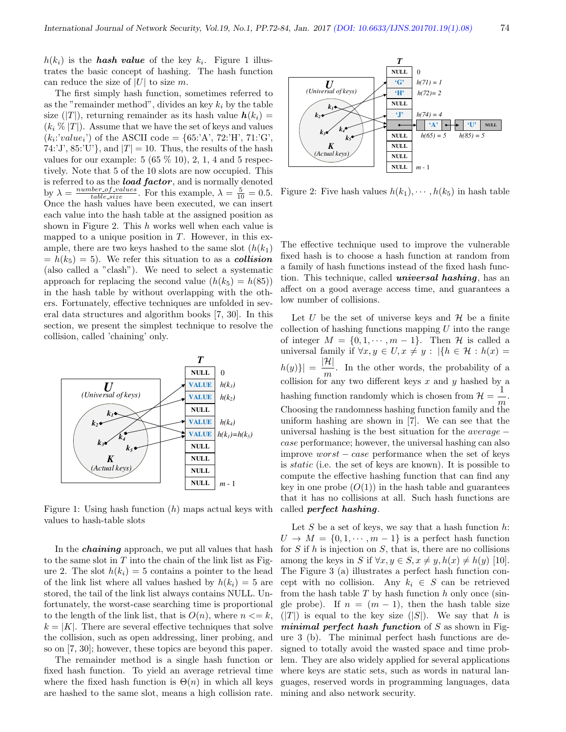$h(k_i)$ is the ***hash value*** of the key $k_i$. Figure 1 illustrates the basic concept of hashing. The hash function can reduce the size of $|U|$ to size $m$.

The first simply hash function, sometimes referred to as the "remainder method", divides an key $k_i$ by the table size ($|T|$), returning remainder as its hash value $\boldsymbol{h}(k_i) = (k_i \,\%\, |T|)$. Assume that we have the set of keys and values ($k_i$:'$value_i$') of the ASCII code = {65:'A', 72:'H', 71:'G', 74:'J', 85:'U'}, and $|T| = 10$. Thus, the results of the hash values for our example: 5 (65 % 10), 2, 1, 4 and 5 respectively. Note that 5 of the 10 slots are now occupied. This is referred to as the ***load factor***, and is normally denoted by $\lambda = \frac{number\_of\_values}{table\_size}$. For this example, $\lambda = \frac{5}{10} = 0.5$. Once the hash values have been executed, we can insert each value into the hash table at the assigned position as shown in Figure 2. This $h$ works well when each value is mapped to a unique position in $T$. However, in this example, there are two keys hashed to the same slot ($h(k_1) = h(k_5) = 5$). We refer this situation to as a ***collision*** (also called a "clash"). We need to select a systematic approach for replacing the second value ($h(k_5) = h(85)$) in the hash table by without overlapping with the others. Fortunately, effective techniques are unfolded in several data structures and algorithm books [7, 30]. In this section, we present the simplest technique to resolve the collision, called 'chaining' only.

Figure 1: Using hash function ($h$) maps actual keys with values to hash-table slots

In the ***chaining*** approach, we put all values that hash to the same slot in $T$ into the chain of the link list as Figure 2. The slot $h(k_i) = 5$ contains a pointer to the head of the link list where all values hashed by $h(k_i) = 5$ are stored, the tail of the link list always contains NULL. Unfortunately, the worst-case searching time is proportional to the length of the link list, that is $O(n)$, where $n <= k$, $k = |K|$. There are several effective techniques that solve the collision, such as open addressing, liner probing, and so on [7, 30]; however, these topics are beyond this paper.

The remainder method is a single hash function or fixed hash function. To yield an average retrieval time where the fixed hash function is $\Theta(n)$ in which all keys are hashed to the same slot, means a high collision rate.

Figure 2: Five hash values $h(k_1), \cdots, h(k_5)$ in hash table

The effective technique used to improve the vulnerable fixed hash is to choose a hash function at random from a family of hash functions instead of the fixed hash function. This technique, called ***universal hashing***, has an affect on a good average access time, and guarantees a low number of collisions.

Let $U$ be the set of universe keys and $\mathcal{H}$ be a finite collection of hashing functions mapping $U$ into the range of integer $M = \{0, 1, \cdots, m-1\}$. Then $\mathcal{H}$ is called a universal family if $\forall x, y \in U, x \neq y : |\{h \in \mathcal{H} : h(x) = h(y)\}| = \dfrac{|\mathcal{H}|}{m}$. In the other words, the probability of a collision for any two different keys $x$ and $y$ hashed by a hashing function randomly which is chosen from $\mathcal{H} = \dfrac{1}{m}$. Choosing the randomness hashing function family and the uniform hashing are shown in [7]. We can see that the universal hashing is the best situation for the $average-case$ performance; however, the universal hashing can also improve $worst-case$ performance when the set of keys is *static* (i.e. the set of keys are known). It is possible to compute the effective hashing function that can find any key in one probe ($O(1)$) in the hash table and guarantees that it has no collisions at all. Such hash functions are called ***perfect hashing***.

Let $S$ be a set of keys, we say that a hash function $h$: $U \rightarrow M = \{0, 1, \cdots, m-1\}$ is a perfect hash function for $S$ if $h$ is injection on $S$, that is, there are no collisions among the keys in $S$ if $\forall x, y \in S, x \neq y, h(x) \neq h(y)$ [10]. The Figure 3 (a) illustrates a perfect hash function concept with no collision. Any $k_i \in S$ can be retrieved from the hash table $T$ by hash function $h$ only once (single probe). If $n = (m-1)$, then the hash table size ($|T|$) is equal to the key size ($|S|$). We say that $h$ is ***minimal perfect hash function*** of $S$ as shown in Figure 3 (b). The minimal perfect hash functions are designed to totally avoid the wasted space and time problem. They are also widely applied for several applications where keys are static sets, such as words in natural languages, reserved words in programming languages, data mining and also network security.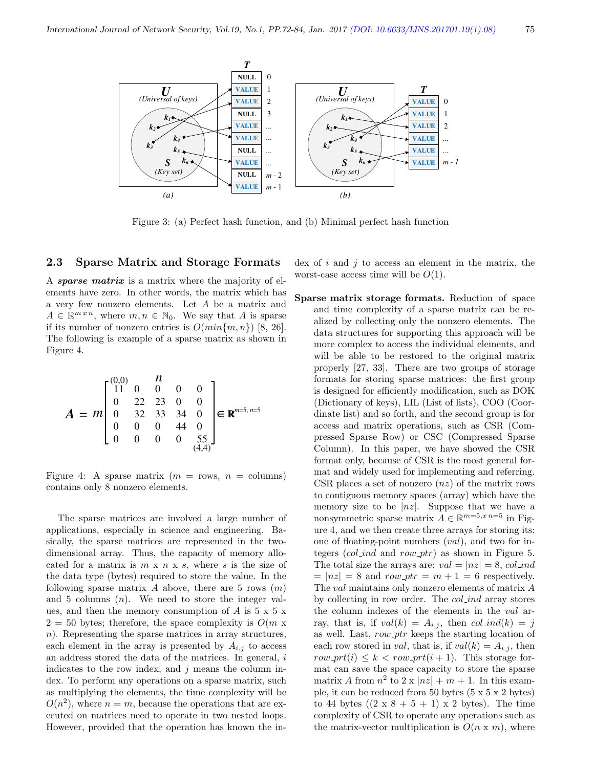Figure 3: (a) Perfect hash function, and (b) Minimal perfect hash function

### 2.3 Sparse Matrix and Storage Formats

A ***sparse matrix*** is a matrix where the majority of elements have zero. In other words, the matrix which has a very few nonzero elements. Let $A$ be a matrix and $A \in \mathbb{R}^{m\,x\,n}$, where $m, n \in \mathbb{N}_0$. We say that $A$ is sparse if its number of nonzero entries is $O(min\{m, n\})$ [8, 26]. The following is example of a sparse matrix as shown in Figure 4.

$$
\boldsymbol{A} = m \begin{bmatrix} 11 & 0 & 0 & 0 & 0 \\ 0 & 22 & 23 & 0 & 0 \\ 0 & 32 & 33 & 34 & 0 \\ 0 & 0 & 0 & 44 & 0 \\ 0 & 0 & 0 & 0 & 55 \end{bmatrix} \in \mathbf{R}^{m=5,\,n=5}
$$

Figure 4: A sparse matrix ($m$ = rows, $n$ = columns) contains only 8 nonzero elements.

The sparse matrices are involved a large number of applications, especially in science and engineering. Basically, the sparse matrices are represented in the two-dimensional array. Thus, the capacity of memory allocated for a matrix is $m$ x $n$ x $s$, where $s$ is the size of the data type (bytes) required to store the value. In the following sparse matrix $A$ above, there are 5 rows ($m$) and 5 columns ($n$). We need to store the integer values, and then the memory consumption of $A$ is 5 x 5 x 2 = 50 bytes; therefore, the space complexity is $O(m$ x $n)$. Representing the sparse matrices in array structures, each element in the array is presented by $A_{i,j}$ to access an address stored the data of the matrices. In general, $i$ indicates to the row index, and $j$ means the column index. To perform any operations on a sparse matrix, such as multiplying the elements, the time complexity will be $O(n^2)$, where $n = m$, because the operations that are executed on matrices need to operate in two nested loops. However, provided that the operation has known the index of $i$ and $j$ to access an element in the matrix, the worst-case access time will be $O(1)$.

**Sparse matrix storage formats.** Reduction of space and time complexity of a sparse matrix can be realized by collecting only the nonzero elements. The data structures for supporting this approach will be more complex to access the individual elements, and will be able to be restored to the original matrix properly [27, 33]. There are two groups of storage formats for storing sparse matrices: the first group is designed for efficiently modification, such as DOK (Dictionary of keys), LIL (List of lists), COO (Coordinate list) and so forth, and the second group is for access and matrix operations, such as CSR (Compressed Sparse Row) or CSC (Compressed Sparse Column). In this paper, we have showed the CSR format only, because of CSR is the most general format and widely used for implementing and referring. CSR places a set of nonzero ($nz$) of the matrix rows to contiguous memory spaces (array) which have the memory size to be $|nz|$. Suppose that we have a nonsymmetric sparse matrix $A \in \mathbb{R}^{m=5, x\, n=5}$ in Figure 4, and we then create three arrays for storing its: one of floating-point numbers ($val$), and two for integers ($col\_ind$ and $row\_ptr$) as shown in Figure 5. The total size the arrays are: $val = |nz| = 8$, $col\_ind = |nz| = 8$ and $row\_ptr = m + 1 = 6$ respectively. The $val$ maintains only nonzero elements of matrix $A$ by collecting in row order. The $col\_ind$ array stores the column indexes of the elements in the $val$ array, that is, if $val(k) = A_{i,j}$, then $col\_ind(k) = j$ as well. Last, $row\_ptr$ keeps the starting location of each row stored in $val$, that is, if $val(k) = A_{i,j}$, then $row\_prt(i) \leq k < row\_prt(i + 1)$. This storage format can save the space capacity to store the sparse matrix $A$ from $n^2$ to 2 x $|nz| + m + 1$. In this example, it can be reduced from 50 bytes (5 x 5 x 2 bytes) to 44 bytes ((2 x 8 + 5 + 1) x 2 bytes). The time complexity of CSR to operate any operations such as the matrix-vector multiplication is $O(n$ x $m)$, where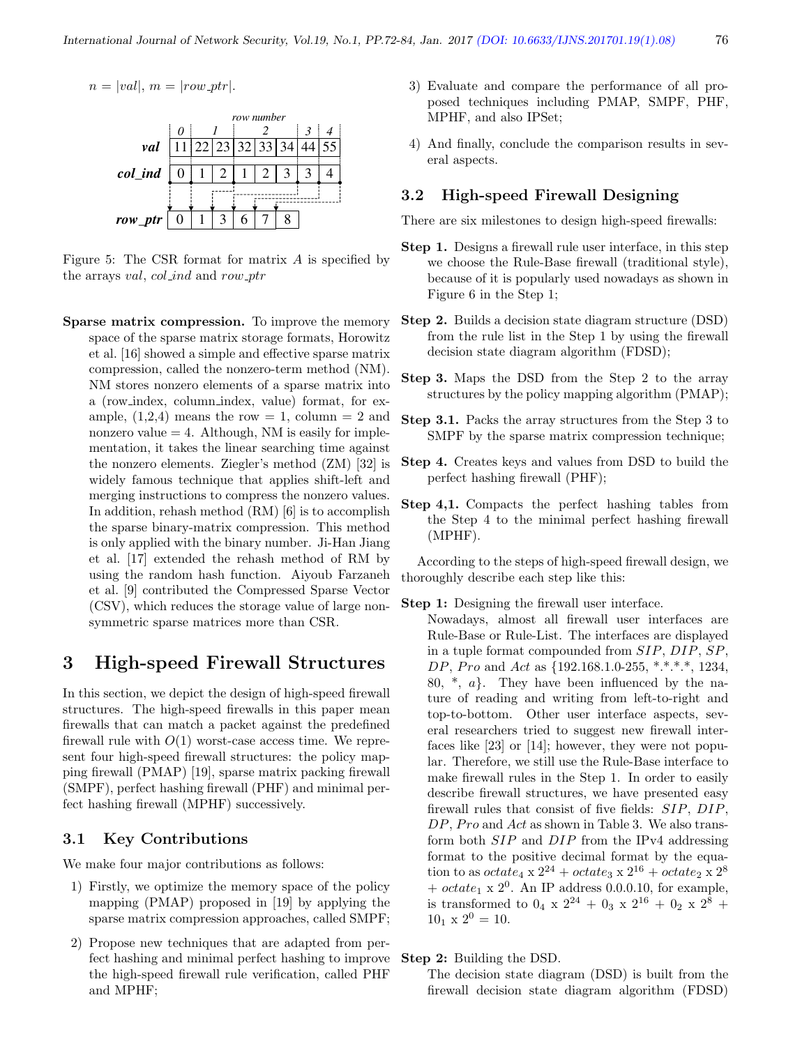$n = |val|$, $m = |row\_ptr|$.

| row number | 0 | 1 | 1 | 2 | 2 | 2 | 3 | 4 |
|---|---|---|---|---|---|---|---|---|
| ***val*** | 11 | 22 | 23 | 32 | 33 | 34 | 44 | 55 |
| ***col_ind*** | 0 | 1 | 2 | 1 | 2 | 3 | 3 | 4 |

| ***row_ptr*** | 0 | 1 | 3 | 6 | 7 | 8 |
|---|---|---|---|---|---|---|

Figure 5: The CSR format for matrix $A$ is specified by the arrays $val$, $col\_ind$ and $row\_ptr$

**Sparse matrix compression.** To improve the memory space of the sparse matrix storage formats, Horowitz et al. [16] showed a simple and effective sparse matrix compression, called the nonzero-term method (NM). NM stores nonzero elements of a sparse matrix into a (row_index, column_index, value) format, for example, (1,2,4) means the row = 1, column = 2 and nonzero value = 4. Although, NM is easily for implementation, it takes the linear searching time against the nonzero elements. Ziegler's method (ZM) [32] is widely famous technique that applies shift-left and merging instructions to compress the nonzero values. In addition, rehash method (RM) [6] is to accomplish the sparse binary-matrix compression. This method is only applied with the binary number. Ji-Han Jiang et al. [17] extended the rehash method of RM by using the random hash function. Aiyoub Farzaneh et al. [9] contributed the Compressed Sparse Vector (CSV), which reduces the storage value of large non-symmetric sparse matrices more than CSR.

# 3 High-speed Firewall Structures

In this section, we depict the design of high-speed firewall structures. The high-speed firewalls in this paper mean firewalls that can match a packet against the predefined firewall rule with $O(1)$ worst-case access time. We represent four high-speed firewall structures: the policy mapping firewall (PMAP) [19], sparse matrix packing firewall (SMPF), perfect hashing firewall (PHF) and minimal perfect hashing firewall (MPHF) successively.

## 3.1 Key Contributions

We make four major contributions as follows:

1) Firstly, we optimize the memory space of the policy mapping (PMAP) proposed in [19] by applying the sparse matrix compression approaches, called SMPF;

2) Propose new techniques that are adapted from perfect hashing and minimal perfect hashing to improve the high-speed firewall rule verification, called PHF and MPHF;

3) Evaluate and compare the performance of all proposed techniques including PMAP, SMPF, PHF, MPHF, and also IPSet;

4) And finally, conclude the comparison results in several aspects.

## 3.2 High-speed Firewall Designing

There are six milestones to design high-speed firewalls:

**Step 1.** Designs a firewall rule user interface, in this step we choose the Rule-Base firewall (traditional style), because of it is popularly used nowadays as shown in Figure 6 in the Step 1;

**Step 2.** Builds a decision state diagram structure (DSD) from the rule list in the Step 1 by using the firewall decision state diagram algorithm (FDSD);

**Step 3.** Maps the DSD from the Step 2 to the array structures by the policy mapping algorithm (PMAP);

**Step 3.1.** Packs the array structures from the Step 3 to SMPF by the sparse matrix compression technique;

**Step 4.** Creates keys and values from DSD to build the perfect hashing firewall (PHF);

**Step 4,1.** Compacts the perfect hashing tables from the Step 4 to the minimal perfect hashing firewall (MPHF).

According to the steps of high-speed firewall design, we thoroughly describe each step like this:

**Step 1:** Designing the firewall user interface.

Nowadays, almost all firewall user interfaces are Rule-Base or Rule-List. The interfaces are displayed in a tuple format compounded from $SIP$, $DIP$, $SP$, $DP$, $Pro$ and $Act$ as {192.168.1.0-255, \*.\*.\*.\*, 1234, 80, \*, $a$}. They have been influenced by the nature of reading and writing from left-to-right and top-to-bottom. Other user interface aspects, several researchers tried to suggest new firewall interfaces like [23] or [14]; however, they were not popular. Therefore, we still use the Rule-Base interface to make firewall rules in the Step 1. In order to easily describe firewall structures, we have presented easy firewall rules that consist of five fields: $SIP$, $DIP$, $DP$, $Pro$ and $Act$ as shown in Table 3. We also transform both $SIP$ and $DIP$ from the IPv4 addressing format to the positive decimal format by the equation to as $octate_4 \times 2^{24} + octate_3 \times 2^{16} + octate_2 \times 2^{8} + octate_1 \times 2^{0}$. An IP address 0.0.0.10, for example, is transformed to $0_4 \times 2^{24} + 0_3 \times 2^{16} + 0_2 \times 2^{8} + 10_1 \times 2^{0} = 10$.

**Step 2:** Building the DSD.

The decision state diagram (DSD) is built from the firewall decision state diagram algorithm (FDSD)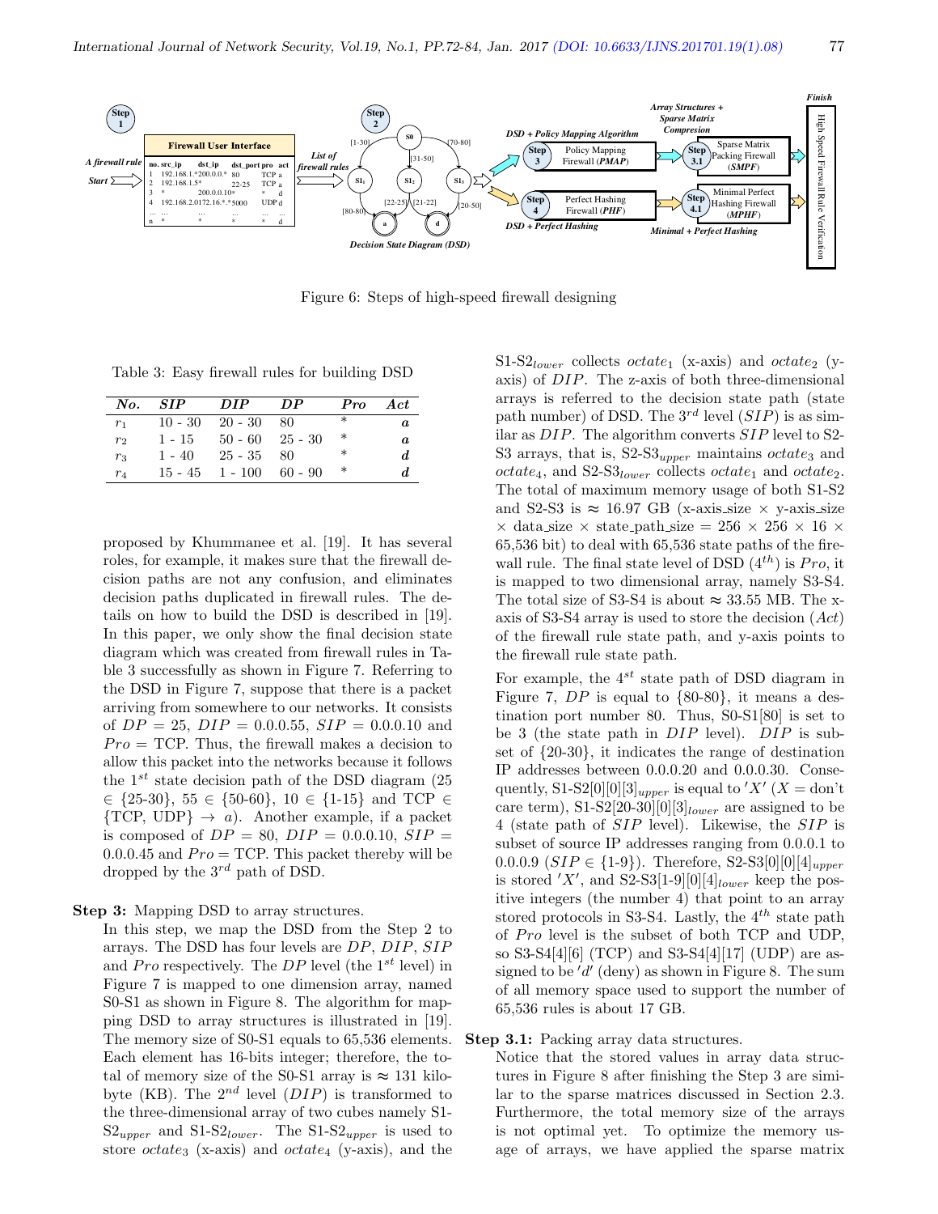Figure 6: Steps of high-speed firewall designing

Table 3: Easy firewall rules for building DSD

| *No.* | *SIP* | *DIP* | *DP* | *Pro* | *Act* |
|---|---|---|---|---|---|
| $r_1$ | 10 - 30 | 20 - 30 | 80 | * | ***a*** |
| $r_2$ | 1 - 15 | 50 - 60 | 25 - 30 | * | ***a*** |
| $r_3$ | 1 - 40 | 25 - 35 | 80 | * | ***d*** |
| $r_4$ | 15 - 45 | 1 - 100 | 60 - 90 | * | ***d*** |

proposed by Khummanee et al. [19]. It has several roles, for example, it makes sure that the firewall decision paths are not any confusion, and eliminates decision paths duplicated in firewall rules. The details on how to build the DSD is described in [19]. In this paper, we only show the final decision state diagram which was created from firewall rules in Table 3 successfully as shown in Figure 7. Referring to the DSD in Figure 7, suppose that there is a packet arriving from somewhere to our networks. It consists of $DP = 25$, $DIP = 0.0.0.55$, $SIP = 0.0.0.10$ and $Pro = \text{TCP}$. Thus, the firewall makes a decision to allow this packet into the networks because it follows the $1^{st}$ state decision path of the DSD diagram (25 $\in$ {25-30}, 55 $\in$ {50-60}, 10 $\in$ {1-15} and TCP $\in$ {TCP, UDP} $\rightarrow$ $a$). Another example, if a packet is composed of $DP = 80$, $DIP = 0.0.0.10$, $SIP = 0.0.0.45$ and $Pro = \text{TCP}$. This packet thereby will be dropped by the $3^{rd}$ path of DSD.

**Step 3:** Mapping DSD to array structures.

In this step, we map the DSD from the Step 2 to arrays. The DSD has four levels are $DP$, $DIP$, $SIP$ and $Pro$ respectively. The $DP$ level (the $1^{st}$ level) in Figure 7 is mapped to one dimension array, named S0-S1 as shown in Figure 8. The algorithm for mapping DSD to array structures is illustrated in [19]. The memory size of S0-S1 equals to 65,536 elements. Each element has 16-bits integer; therefore, the total of memory size of the S0-S1 array is $\approx$ 131 kilobyte (KB). The $2^{nd}$ level ($DIP$) is transformed to the three-dimensional array of two cubes namely S1-S2$_{upper}$ and S1-S2$_{lower}$. The S1-S2$_{upper}$ is used to store $octate_3$ (x-axis) and $octate_4$ (y-axis), and the S1-S2$_{lower}$ collects $octate_1$ (x-axis) and $octate_2$ (y-axis) of $DIP$. The z-axis of both three-dimensional arrays is referred to the decision state path (state path number) of DSD. The $3^{rd}$ level ($SIP$) is as similar as $DIP$. The algorithm converts $SIP$ level to S2-S3 arrays, that is, S2-S3$_{upper}$ maintains $octate_3$ and $octate_4$, and S2-S3$_{lower}$ collects $octate_1$ and $octate_2$. The total of maximum memory usage of both S1-S2 and S2-S3 is $\approx$ 16.97 GB (x-axis_size $\times$ y-axis_size $\times$ data_size $\times$ state_path_size = 256 $\times$ 256 $\times$ 16 $\times$ 65,536 bit) to deal with 65,536 state paths of the firewall rule. The final state level of DSD ($4^{th}$) is $Pro$, it is mapped to two dimensional array, namely S3-S4. The total size of S3-S4 is about $\approx$ 33.55 MB. The x-axis of S3-S4 array is used to store the decision ($Act$) of the firewall rule state path, and y-axis points to the firewall rule state path.

For example, the $4^{st}$ state path of DSD diagram in Figure 7, $DP$ is equal to {80-80}, it means a destination port number 80. Thus, S0-S1[80] is set to be 3 (the state path in $DIP$ level). $DIP$ is subset of {20-30}, it indicates the range of destination IP addresses between 0.0.0.20 and 0.0.0.30. Consequently, S1-S2[0][0][3]$_{upper}$ is equal to $'X'$ ($X$ = don't care term), S1-S2[20-30][0][3]$_{lower}$ are assigned to be 4 (state path of $SIP$ level). Likewise, the $SIP$ is subset of source IP addresses ranging from 0.0.0.1 to 0.0.0.9 ($SIP \in$ {1-9}). Therefore, S2-S3[0][0][4]$_{upper}$ is stored $'X'$, and S2-S3[1-9][0][4]$_{lower}$ keep the positive integers (the number 4) that point to an array stored protocols in S3-S4. Lastly, the $4^{th}$ state path of $Pro$ level is the subset of both TCP and UDP, so S3-S4[4][6] (TCP) and S3-S4[4][17] (UDP) are assigned to be $'d'$ (deny) as shown in Figure 8. The sum of all memory space used to support the number of 65,536 rules is about 17 GB.

**Step 3.1:** Packing array data structures.

Notice that the stored values in array data structures in Figure 8 after finishing the Step 3 are similar to the sparse matrices discussed in Section 2.3. Furthermore, the total memory size of the arrays is not optimal yet. To optimize the memory usage of arrays, we have applied the sparse matrix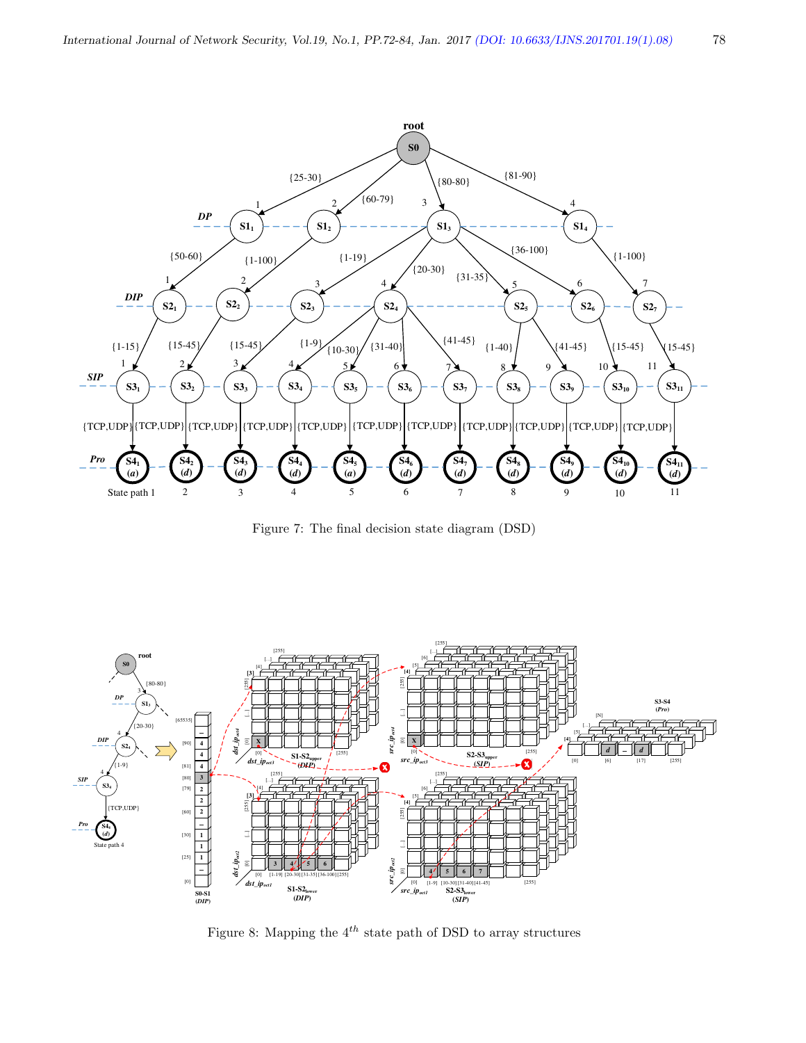Figure 7: The final decision state diagram (DSD)

Figure 8: Mapping the $4^{th}$ state path of DSD to array structures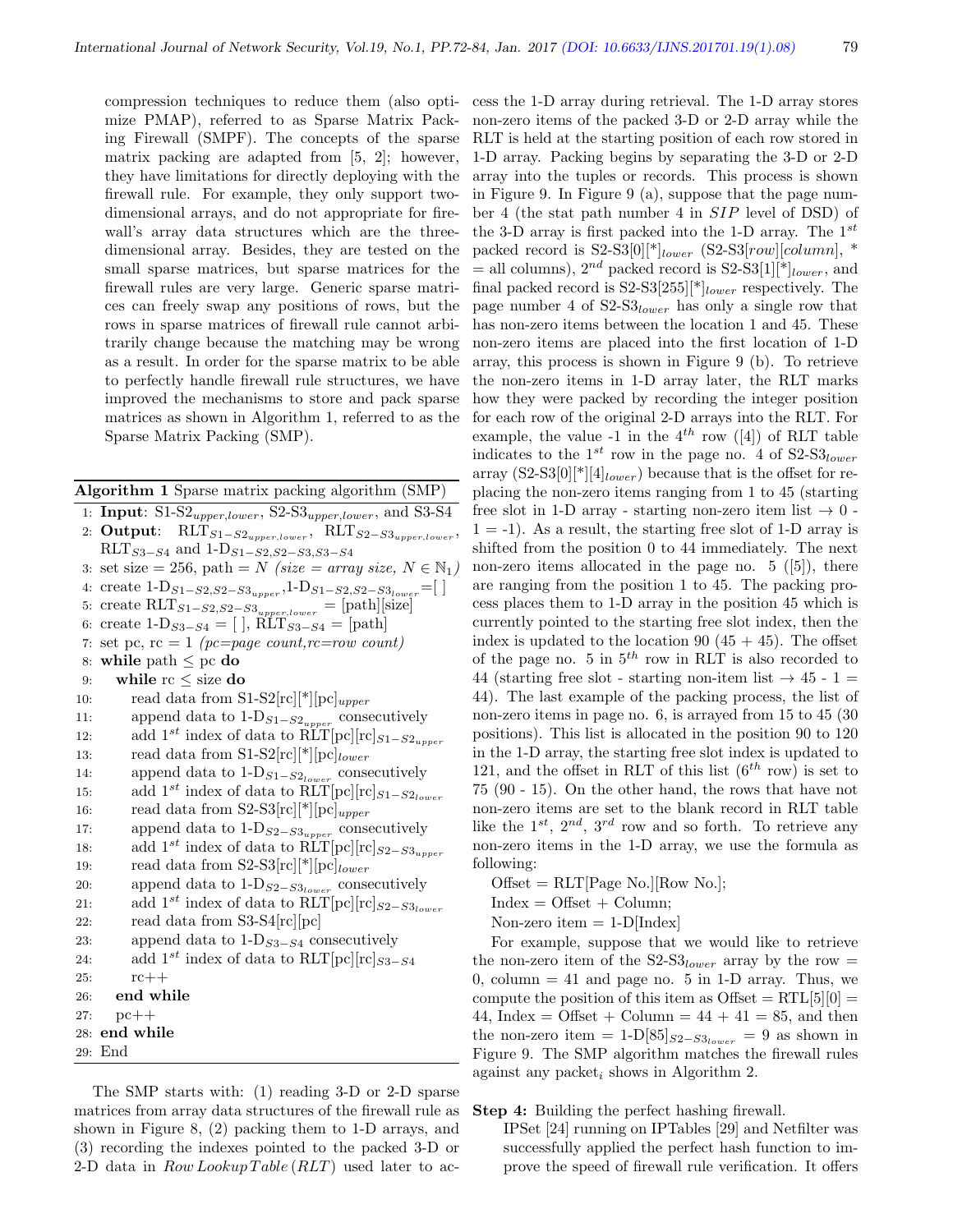compression techniques to reduce them (also optimize PMAP), referred to as Sparse Matrix Packing Firewall (SMPF). The concepts of the sparse matrix packing are adapted from [5, 2]; however, they have limitations for directly deploying with the firewall rule. For example, they only support two-dimensional arrays, and do not appropriate for firewall's array data structures which are the three-dimensional array. Besides, they are tested on the small sparse matrices, but sparse matrices for the firewall rules are very large. Generic sparse matrices can freely swap any positions of rows, but the rows in sparse matrices of firewall rule cannot arbitrarily change because the matching may be wrong as a result. In order for the sparse matrix to be able to perfectly handle firewall rule structures, we have improved the mechanisms to store and pack sparse matrices as shown in Algorithm 1, referred to as the Sparse Matrix Packing (SMP).

**Algorithm 1** Sparse matrix packing algorithm (SMP)

1: **Input**: S1-$S2_{upper,lower}$, S2-$S3_{upper,lower}$, and S3-S4
2: **Output**: $RLT_{S1-S2_{upper,lower}}$, $RLT_{S2-S3_{upper,lower}}$, $RLT_{S3-S4}$ and $1\text{-}D_{S1-S2,S2-S3,S3-S4}$
3: set size = 256, path = $N$ *(size = array size, $N \in \mathbb{N}_1$)*
4: create $1\text{-}D_{S1-S2,S2-S3_{upper}}$,$1\text{-}D_{S1-S2,S2-S3_{lower}}$=[ ]
5: create $RLT_{S1-S2,S2-S3_{upper,lower}}$ = [path][size]
6: create $1\text{-}D_{S3-S4}$ = [ ], $RLT_{S3-S4}$ = [path]
7: set pc, rc = 1 *(pc=page count,rc=row count)*
8: **while** path ≤ pc **do**
9: &nbsp;&nbsp;&nbsp;&nbsp;**while** rc ≤ size **do**
10: &nbsp;&nbsp;&nbsp;&nbsp;&nbsp;&nbsp;&nbsp;&nbsp;read data from S1-S2[rc][*][pc]$_{upper}$
11: &nbsp;&nbsp;&nbsp;&nbsp;&nbsp;&nbsp;&nbsp;&nbsp;append data to $1\text{-}D_{S1-S2_{upper}}$ consecutively
12: &nbsp;&nbsp;&nbsp;&nbsp;&nbsp;&nbsp;&nbsp;&nbsp;add $1^{st}$ index of data to RLT[pc][rc]$_{S1-S2_{upper}}$
13: &nbsp;&nbsp;&nbsp;&nbsp;&nbsp;&nbsp;&nbsp;&nbsp;read data from S1-S2[rc][*][pc]$_{lower}$
14: &nbsp;&nbsp;&nbsp;&nbsp;&nbsp;&nbsp;&nbsp;&nbsp;append data to $1\text{-}D_{S1-S2_{lower}}$ consecutively
15: &nbsp;&nbsp;&nbsp;&nbsp;&nbsp;&nbsp;&nbsp;&nbsp;add $1^{st}$ index of data to RLT[pc][rc]$_{S1-S2_{lower}}$
16: &nbsp;&nbsp;&nbsp;&nbsp;&nbsp;&nbsp;&nbsp;&nbsp;read data from S2-S3[rc][*][pc]$_{upper}$
17: &nbsp;&nbsp;&nbsp;&nbsp;&nbsp;&nbsp;&nbsp;&nbsp;append data to $1\text{-}D_{S2-S3_{upper}}$ consecutively
18: &nbsp;&nbsp;&nbsp;&nbsp;&nbsp;&nbsp;&nbsp;&nbsp;add $1^{st}$ index of data to RLT[pc][rc]$_{S2-S3_{upper}}$
19: &nbsp;&nbsp;&nbsp;&nbsp;&nbsp;&nbsp;&nbsp;&nbsp;read data from S2-S3[rc][*][pc]$_{lower}$
20: &nbsp;&nbsp;&nbsp;&nbsp;&nbsp;&nbsp;&nbsp;&nbsp;append data to $1\text{-}D_{S2-S3_{lower}}$ consecutively
21: &nbsp;&nbsp;&nbsp;&nbsp;&nbsp;&nbsp;&nbsp;&nbsp;add $1^{st}$ index of data to RLT[pc][rc]$_{S2-S3_{lower}}$
22: &nbsp;&nbsp;&nbsp;&nbsp;&nbsp;&nbsp;&nbsp;&nbsp;read data from S3-S4[rc][pc]
23: &nbsp;&nbsp;&nbsp;&nbsp;&nbsp;&nbsp;&nbsp;&nbsp;append data to $1\text{-}D_{S3-S4}$ consecutively
24: &nbsp;&nbsp;&nbsp;&nbsp;&nbsp;&nbsp;&nbsp;&nbsp;add $1^{st}$ index of data to RLT[pc][rc]$_{S3-S4}$
25: &nbsp;&nbsp;&nbsp;&nbsp;&nbsp;&nbsp;&nbsp;&nbsp;rc++
26: &nbsp;&nbsp;&nbsp;&nbsp;**end while**
27: &nbsp;&nbsp;&nbsp;&nbsp;pc++
28: **end while**
29: End

The SMP starts with: (1) reading 3-D or 2-D sparse matrices from array data structures of the firewall rule as shown in Figure 8, (2) packing them to 1-D arrays, and (3) recording the indexes pointed to the packed 3-D or 2-D data in *Row Lookup Table (RLT)* used later to access the 1-D array during retrieval. The 1-D array stores non-zero items of the packed 3-D or 2-D array while the RLT is held at the starting position of each row stored in 1-D array. Packing begins by separating the 3-D or 2-D array into the tuples or records. This process is shown in Figure 9. In Figure 9 (a), suppose that the page number 4 (the stat path number 4 in *SIP* level of DSD) of the 3-D array is first packed into the 1-D array. The $1^{st}$ packed record is S2-S3[0][*]$_{lower}$ (S2-S3[*row*][*column*], * = all columns), $2^{nd}$ packed record is S2-S3[1][*]$_{lower}$, and final packed record is S2-S3[255][*]$_{lower}$ respectively. The page number 4 of S2-$S3_{lower}$ has only a single row that has non-zero items between the location 1 and 45. These non-zero items are placed into the first location of 1-D array, this process is shown in Figure 9 (b). To retrieve the non-zero items in 1-D array later, the RLT marks how they were packed by recording the integer position for each row of the original 2-D arrays into the RLT. For example, the value -1 in the $4^{th}$ row ([4]) of RLT table indicates to the $1^{st}$ row in the page no. 4 of S2-$S3_{lower}$ array (S2-S3[0][*][4]$_{lower}$) because that is the offset for replacing the non-zero items ranging from 1 to 45 (starting free slot in 1-D array - starting non-zero item list → 0 - 1 = -1). As a result, the starting free slot of 1-D array is shifted from the position 0 to 44 immediately. The next non-zero items allocated in the page no. 5 ([5]), there are ranging from the position 1 to 45. The packing process places them to 1-D array in the position 45 which is currently pointed to the starting free slot index, then the index is updated to the location 90 (45 + 45). The offset of the page no. 5 in $5^{th}$ row in RLT is also recorded to 44 (starting free slot - starting non-item list → 45 - 1 = 44). The last example of the packing process, the list of non-zero items in page no. 6, is arrayed from 15 to 45 (30 positions). This list is allocated in the position 90 to 120 in the 1-D array, the starting free slot index is updated to 121, and the offset in RLT of this list ($6^{th}$ row) is set to 75 (90 - 15). On the other hand, the rows that have not non-zero items are set to the blank record in RLT table like the $1^{st}$, $2^{nd}$, $3^{rd}$ row and so forth. To retrieve any non-zero items in the 1-D array, we use the formula as following:

Offset = RLT[Page No.][Row No.];

Index = Offset + Column;

Non-zero item = 1-D[Index]

For example, suppose that we would like to retrieve the non-zero item of the S2-$S3_{lower}$ array by the row = 0, column = 41 and page no. 5 in 1-D array. Thus, we compute the position of this item as Offset = RTL[5][0] = 44, Index = Offset + Column = 44 + 41 = 85, and then the non-zero item = 1-D[85]$_{S2-S3_{lower}}$ = 9 as shown in Figure 9. The SMP algorithm matches the firewall rules against any $packet_i$ shows in Algorithm 2.

**Step 4:** Building the perfect hashing firewall.

IPSet [24] running on IPTables [29] and Netfilter was successfully applied the perfect hash function to improve the speed of firewall rule verification. It offers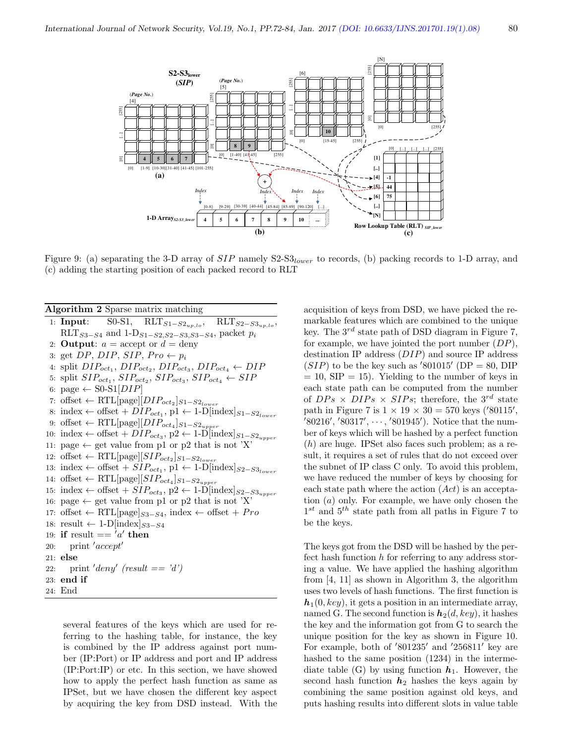Figure 9: (a) separating the 3-D array of $SIP$ namely S2-S3$_{lower}$ to records, (b) packing records to 1-D array, and (c) adding the starting position of each packed record to RLT

**Algorithm 2** Sparse matrix matching

```
1: Input: S0-S1, RLT_{S1-S2_{up,lo}}, RLT_{S2-S3_{up,lo}}, RLT_{S3-S4} and 1-D_{S1-S2,S2-S3,S3-S4}, packet p_i
2: Output: a = accept or d = deny
3: get DP, DIP, SIP, Pro ← p_i
4: split DIP_oct1, DIP_oct2, DIP_oct3, DIP_oct4 ← DIP
5: split SIP_oct1, SIP_oct2, SIP_oct3, SIP_oct4 ← SIP
6: page ← S0-S1[DIP]
7: offset ← RTL[page][DIP_oct2]_{S1-S2_lower}
8: index ← offset + DIP_oct1, p1 ← 1-D[index]_{S1-S2_lower}
9: offset ← RTL[page][DIP_oct4]_{S1-S2_upper}
10: index ← offset + DIP_oct3, p2 ← 1-D[index]_{S1-S2_upper}
11: page ← get value from p1 or p2 that is not 'X'
12: offset ← RTL[page][SIP_oct2]_{S1-S2_lower}
13: index ← offset + SIP_oct1, p1 ← 1-D[index]_{S2-S3_lower}
14: offset ← RTL[page][SIP_oct4]_{S1-S2_upper}
15: index ← offset + SIP_oct3, p2 ← 1-D[index]_{S2-S3_upper}
16: page ← get value from p1 or p2 that is not 'X'
17: offset ← RTL[page]_{S3-S4}, index ← offset + Pro
18: result ← 1-D[index]_{S3-S4}
19: if result == 'a' then
20:    print 'accept'
21: else
22:    print 'deny' (result == 'd')
23: end if
24: End
```

several features of the keys which are used for referring to the hashing table, for instance, the key is combined by the IP address against port number (IP:Port) or IP address and port and IP address (IP:Port:IP) or etc. In this section, we have showed how to apply the perfect hash function as same as IPSet, but we have chosen the different key aspect by acquiring the key from DSD instead. With the acquisition of keys from DSD, we have picked the remarkable features which are combined to the unique key. The $3^{rd}$ state path of DSD diagram in Figure 7, for example, we have jointed the port number ($DP$), destination IP address ($DIP$) and source IP address ($SIP$) to be the key such as '801015' (DP = 80, DIP = 10, SIP = 15). Yielding to the number of keys in each state path can be computed from the number of $DPs \times DIPs \times SIPs$; therefore, the $3^{rd}$ state path in Figure 7 is $1 \times 19 \times 30 = 570$ keys ('80115', '80216', '80317', $\cdots$, '801945'). Notice that the number of keys which will be hashed by a perfect function ($h$) are huge. IPSet also faces such problem; as a result, it requires a set of rules that do not exceed over the subnet of IP class C only. To avoid this problem, we have reduced the number of keys by choosing for each state path where the action ($Act$) is an acceptation ($a$) only. For example, we have only chosen the $1^{st}$ and $5^{th}$ state path from all paths in Figure 7 to be the keys.

The keys got from the DSD will be hashed by the perfect hash function $h$ for referring to any address storing a value. We have applied the hashing algorithm from [4, 11] as shown in Algorithm 3, the algorithm uses two levels of hash functions. The first function is $\boldsymbol{h}_1(0, key)$, it gets a position in an intermediate array, named G. The second function is $\boldsymbol{h}_2(d, key)$, it hashes the key and the information got from G to search the unique position for the key as shown in Figure 10. For example, both of '801235' and '256811' key are hashed to the same position (1234) in the intermediate table (G) by using function $\boldsymbol{h}_1$. However, the second hash function $\boldsymbol{h}_2$ hashes the keys again by combining the same position against old keys, and puts hashing results into different slots in value table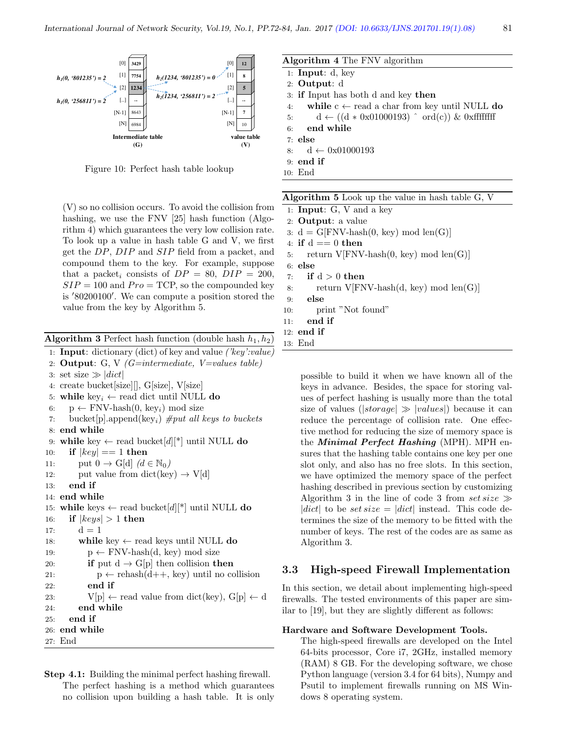Figure 10: Perfect hash table lookup

(V) so no collision occurs. To avoid the collision from hashing, we use the FNV [25] hash function (Algorithm 4) which guarantees the very low collision rate. To look up a value in hash table G and V, we first get the $DP$, $DIP$ and $SIP$ field from a packet, and compound them to the key. For example, suppose that a packet$_i$ consists of $DP = 80$, $DIP = 200$, $SIP = 100$ and $Pro = $ TCP, so the compounded key is $'80200100'$. We can compute a position stored the value from the key by Algorithm 5.

**Algorithm 3** Perfect hash function (double hash $h_1, h_2$)

```
1: Input: dictionary (dict) of key and value ('key':value)
2: Output: G, V (G=intermediate, V=values table)
3: set size ≫ |dict|
4: create bucket[size][], G[size], V[size]
5: while key_i ← read dict until NULL do
6:     p ← FNV-hash(0, key_i) mod size
7:     bucket[p].append(key_i) #put all keys to buckets
8: end while
9: while key ← read bucket[d][*] until NULL do
10:    if |key| == 1 then
11:        put 0 → G[d] (d ∈ ℕ_0)
12:        put value from dict(key) → V[d]
13:    end if
14: end while
15: while keys ← read bucket[d][*] until NULL do
16:    if |keys| > 1 then
17:        d = 1
18:        while key ← read keys until NULL do
19:            p ← FNV-hash(d, key) mod size
20:            if put d → G[p] then collision then
21:                p ← rehash(d++, key) until no collision
22:            end if
23:            V[p] ← read value from dict(key), G[p] ← d
24:        end while
25:    end if
26: end while
27: End
```

**Step 4.1:** Building the minimal perfect hashing firewall. The perfect hashing is a method which guarantees no collision upon building a hash table. It is only possible to build it when we have known all of the keys in advance. Besides, the space for storing values of perfect hashing is usually more than the total size of values ($|storage| \gg |values|$) because it can reduce the percentage of collision rate. One effective method for reducing the size of memory space is the ***Minimal Perfect Hashing*** (MPH). MPH ensures that the hashing table contains one key per one slot only, and also has no free slots. In this section, we have optimized the memory space of the perfect hashing described in previous section by customizing Algorithm 3 in the line of code 3 from $set\,size \gg |dict|$ to be $set\,size = |dict|$ instead. This code determines the size of the memory to be fitted with the number of keys. The rest of the codes are as same as Algorithm 3.

**Algorithm 4** The FNV algorithm

```
1: Input: d, key
2: Output: d
3: if Input has both d and key then
4:     while c ← read a char from key until NULL do
5:         d ← ((d * 0x01000193) ^ ord(c)) & 0xffffffff
6:     end while
7: else
8:     d ← 0x01000193
9: end if
10: End
```

**Algorithm 5** Look up the value in hash table G, V

```
1: Input: G, V and a key
2: Output: a value
3: d = G[FNV-hash(0, key) mod len(G)]
4: if d == 0 then
5:     return V[FNV-hash(0, key) mod len(G)]
6: else
7:     if d > 0 then
8:         return V[FNV-hash(d, key) mod len(G)]
9:     else
10:        print "Not found"
11:    end if
12: end if
13: End
```

### 3.3 High-speed Firewall Implementation

In this section, we detail about implementing high-speed firewalls. The tested environments of this paper are similar to [19], but they are slightly different as follows:

**Hardware and Software Development Tools.** The high-speed firewalls are developed on the Intel 64-bits processor, Core i7, 2GHz, installed memory (RAM) 8 GB. For the developing software, we chose Python language (version 3.4 for 64 bits), Numpy and Psutil to implement firewalls running on MS Windows 8 operating system.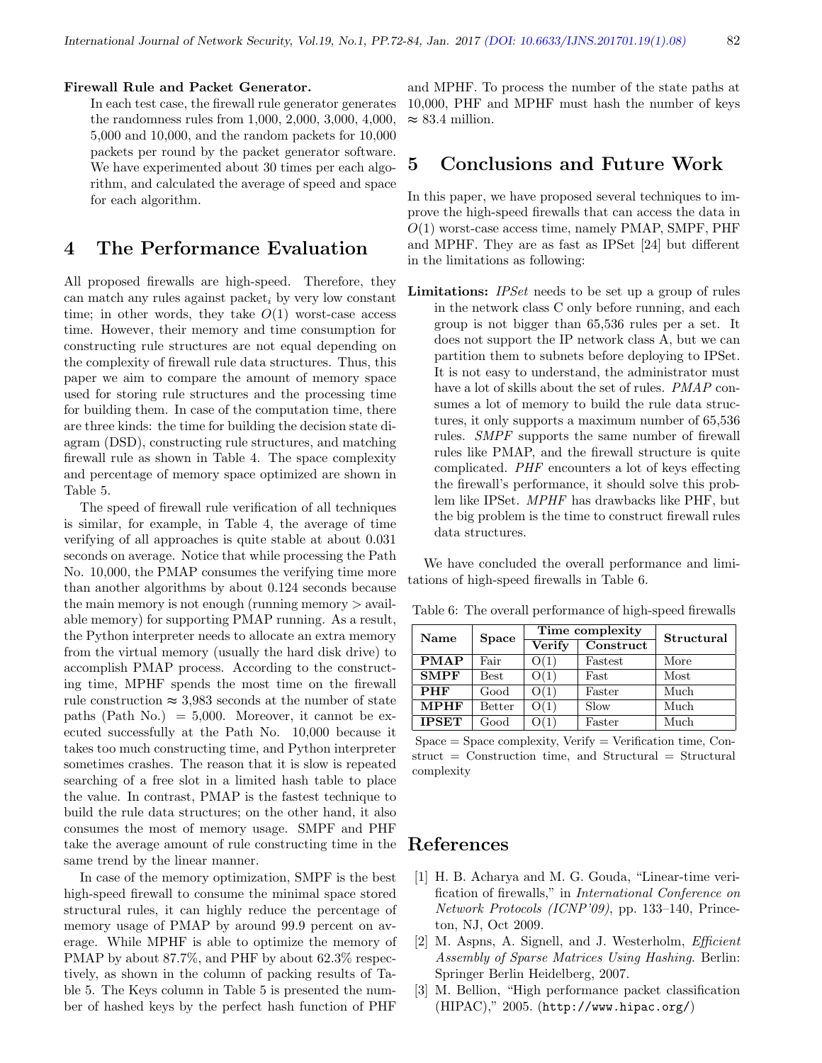**Firewall Rule and Packet Generator.**

In each test case, the firewall rule generator generates the randomness rules from 1,000, 2,000, 3,000, 4,000, 5,000 and 10,000, and the random packets for 10,000 packets per round by the packet generator software. We have experimented about 30 times per each algorithm, and calculated the average of speed and space for each algorithm.

# 4 The Performance Evaluation

All proposed firewalls are high-speed. Therefore, they can match any rules against $packet_i$ by very low constant time; in other words, they take $O(1)$ worst-case access time. However, their memory and time consumption for constructing rule structures are not equal depending on the complexity of firewall rule data structures. Thus, this paper we aim to compare the amount of memory space used for storing rule structures and the processing time for building them. In case of the computation time, there are three kinds: the time for building the decision state diagram (DSD), constructing rule structures, and matching firewall rule as shown in Table 4. The space complexity and percentage of memory space optimized are shown in Table 5.

The speed of firewall rule verification of all techniques is similar, for example, in Table 4, the average of time verifying of all approaches is quite stable at about 0.031 seconds on average. Notice that while processing the Path No. 10,000, the PMAP consumes the verifying time more than another algorithms by about 0.124 seconds because the main memory is not enough (running memory > available memory) for supporting PMAP running. As a result, the Python interpreter needs to allocate an extra memory from the virtual memory (usually the hard disk drive) to accomplish PMAP process. According to the constructing time, MPHF spends the most time on the firewall rule construction ≈ 3,983 seconds at the number of state paths (Path No.) = 5,000. Moreover, it cannot be executed successfully at the Path No. 10,000 because it takes too much constructing time, and Python interpreter sometimes crashes. The reason that it is slow is repeated searching of a free slot in a limited hash table to place the value. In contrast, PMAP is the fastest technique to build the rule data structures; on the other hand, it also consumes the most of memory usage. SMPF and PHF take the average amount of rule constructing time in the same trend by the linear manner.

In case of the memory optimization, SMPF is the best high-speed firewall to consume the minimal space stored structural rules, it can highly reduce the percentage of memory usage of PMAP by around 99.9 percent on average. While MPHF is able to optimize the memory of PMAP by about 87.7%, and PHF by about 62.3% respectively, as shown in the column of packing results of Table 5. The Keys column in Table 5 is presented the number of hashed keys by the perfect hash function of PHF and MPHF. To process the number of the state paths at 10,000, PHF and MPHF must hash the number of keys ≈ 83.4 million.

# 5 Conclusions and Future Work

In this paper, we have proposed several techniques to improve the high-speed firewalls that can access the data in $O(1)$ worst-case access time, namely PMAP, SMPF, PHF and MPHF. They are as fast as IPSet [24] but different in the limitations as following:

**Limitations:** *IPSet* needs to be set up a group of rules in the network class C only before running, and each group is not bigger than 65,536 rules per a set. It does not support the IP network class A, but we can partition them to subnets before deploying to IPSet. It is not easy to understand, the administrator must have a lot of skills about the set of rules. *PMAP* consumes a lot of memory to build the rule data structures, it only supports a maximum number of 65,536 rules. *SMPF* supports the same number of firewall rules like PMAP, and the firewall structure is quite complicated. *PHF* encounters a lot of keys effecting the firewall's performance, it should solve this problem like IPSet. *MPHF* has drawbacks like PHF, but the big problem is the time to construct firewall rules data structures.

We have concluded the overall performance and limitations of high-speed firewalls in Table 6.

Table 6: The overall performance of high-speed firewalls

| Name | Space | Time complexity | | Structural |
|---|---|---|---|---|
| | | Verify | Construct | |
| **PMAP** | Fair | O(1) | Fastest | More |
| **SMPF** | Best | O(1) | Fast | Most |
| **PHF** | Good | O(1) | Faster | Much |
| **MPHF** | Better | O(1) | Slow | Much |
| **IPSET** | Good | O(1) | Faster | Much |

Space = Space complexity, Verify = Verification time, Construct = Construction time, and Structural = Structural complexity

# References

[1] H. B. Acharya and M. G. Gouda, "Linear-time verification of firewalls," in *International Conference on Network Protocols (ICNP'09)*, pp. 133–140, Princeton, NJ, Oct 2009.

[2] M. Aspns, A. Signell, and J. Westerholm, *Efficient Assembly of Sparse Matrices Using Hashing*. Berlin: Springer Berlin Heidelberg, 2007.

[3] M. Bellion, "High performance packet classification (HIPAC)," 2005. (http://www.hipac.org/)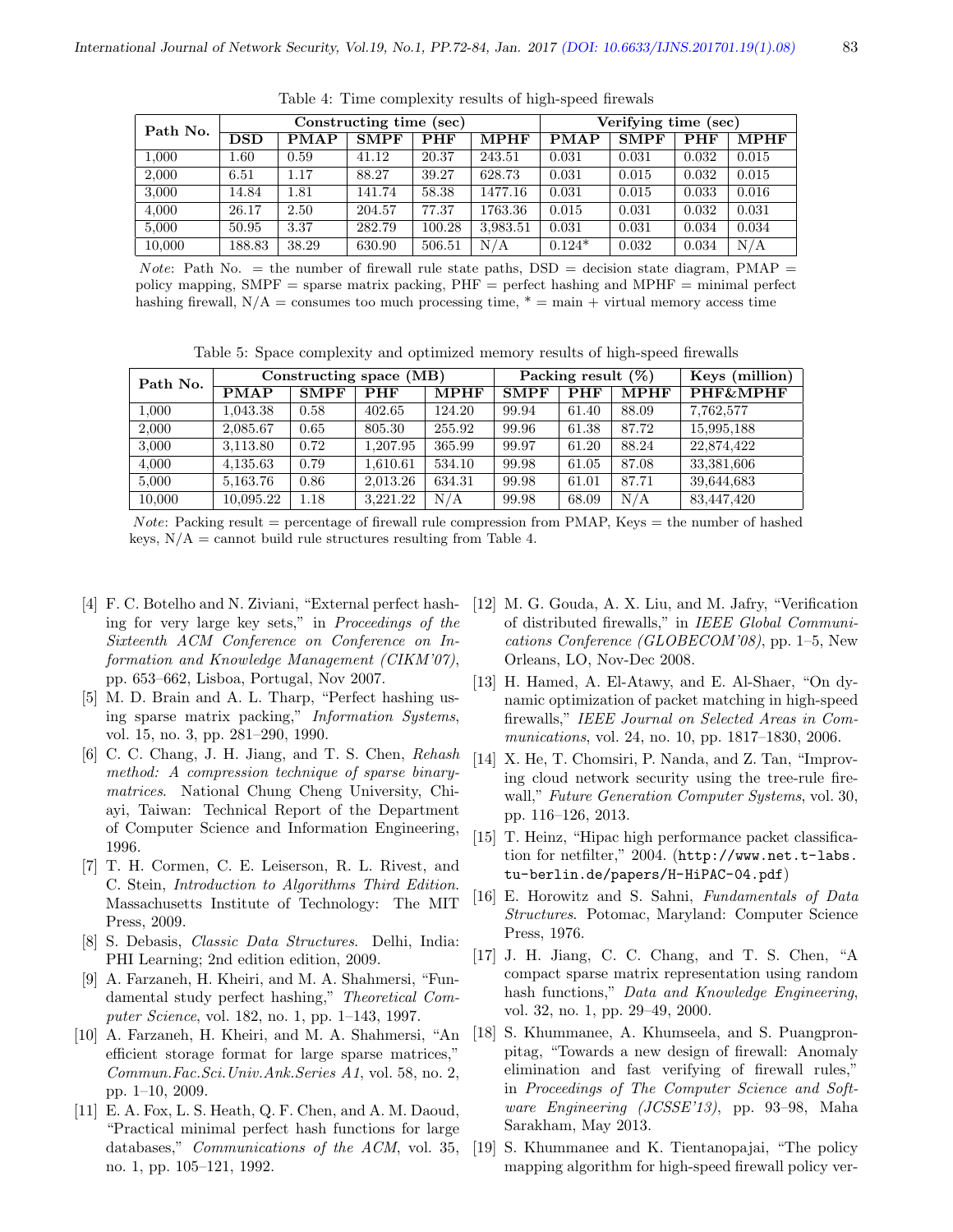Table 4: Time complexity results of high-speed firewalls

| Path No. | Constructing time (sec) | | | | | Verifying time (sec) | | | |
|---|---|---|---|---|---|---|---|---|---|
| | **DSD** | **PMAP** | **SMPF** | **PHF** | **MPHF** | **PMAP** | **SMPF** | **PHF** | **MPHF** |
| 1,000 | 1.60 | 0.59 | 41.12 | 20.37 | 243.51 | 0.031 | 0.031 | 0.032 | 0.015 |
| 2,000 | 6.51 | 1.17 | 88.27 | 39.27 | 628.73 | 0.031 | 0.015 | 0.032 | 0.015 |
| 3,000 | 14.84 | 1.81 | 141.74 | 58.38 | 1477.16 | 0.031 | 0.015 | 0.033 | 0.016 |
| 4,000 | 26.17 | 2.50 | 204.57 | 77.37 | 1763.36 | 0.015 | 0.031 | 0.032 | 0.031 |
| 5,000 | 50.95 | 3.37 | 282.79 | 100.28 | 3,983.51 | 0.031 | 0.031 | 0.034 | 0.034 |
| 10,000 | 188.83 | 38.29 | 630.90 | 506.51 | N/A | 0.124* | 0.032 | 0.034 | N/A |

*Note*: Path No. = the number of firewall rule state paths, DSD = decision state diagram, PMAP = policy mapping, SMPF = sparse matrix packing, PHF = perfect hashing and MPHF = minimal perfect hashing firewall, N/A = consumes too much processing time, * = main + virtual memory access time

Table 5: Space complexity and optimized memory results of high-speed firewalls

| Path No. | Constructing space (MB) | | | | Packing result (%) | | | Keys (million) |
|---|---|---|---|---|---|---|---|---|
| | **PMAP** | **SMPF** | **PHF** | **MPHF** | **SMPF** | **PHF** | **MPHF** | **PHF&MPHF** |
| 1,000 | 1,043.38 | 0.58 | 402.65 | 124.20 | 99.94 | 61.40 | 88.09 | 7,762,577 |
| 2,000 | 2,085.67 | 0.65 | 805.30 | 255.92 | 99.96 | 61.38 | 87.72 | 15,995,188 |
| 3,000 | 3,113.80 | 0.72 | 1,207.95 | 365.99 | 99.97 | 61.20 | 88.24 | 22,874,422 |
| 4,000 | 4,135.63 | 0.79 | 1,610.61 | 534.10 | 99.98 | 61.05 | 87.08 | 33,381,606 |
| 5,000 | 5,163.76 | 0.86 | 2,013.26 | 634.31 | 99.98 | 61.01 | 87.71 | 39,644,683 |
| 10,000 | 10,095.22 | 1.18 | 3,221.22 | N/A | 99.98 | 68.09 | N/A | 83,447,420 |

*Note*: Packing result = percentage of firewall rule compression from PMAP, Keys = the number of hashed keys, N/A = cannot build rule structures resulting from Table 4.

[4] F. C. Botelho and N. Ziviani, "External perfect hashing for very large key sets," in *Proceedings of the Sixteenth ACM Conference on Conference on Information and Knowledge Management (CIKM'07)*, pp. 653–662, Lisboa, Portugal, Nov 2007.

[5] M. D. Brain and A. L. Tharp, "Perfect hashing using sparse matrix packing," *Information Systems*, vol. 15, no. 3, pp. 281–290, 1990.

[6] C. C. Chang, J. H. Jiang, and T. S. Chen, *Rehash method: A compression technique of sparse binary-matrices*. National Chung Cheng University, Chiayi, Taiwan: Technical Report of the Department of Computer Science and Information Engineering, 1996.

[7] T. H. Cormen, C. E. Leiserson, R. L. Rivest, and C. Stein, *Introduction to Algorithms Third Edition*. Massachusetts Institute of Technology: The MIT Press, 2009.

[8] S. Debasis, *Classic Data Structures*. Delhi, India: PHI Learning; 2nd edition edition, 2009.

[9] A. Farzaneh, H. Kheiri, and M. A. Shahmersi, "Fundamental study perfect hashing," *Theoretical Computer Science*, vol. 182, no. 1, pp. 1–143, 1997.

[10] A. Farzaneh, H. Kheiri, and M. A. Shahmersi, "An efficient storage format for large sparse matrices," *Commun.Fac.Sci.Univ.Ank.Series A1*, vol. 58, no. 2, pp. 1–10, 2009.

[11] E. A. Fox, L. S. Heath, Q. F. Chen, and A. M. Daoud, "Practical minimal perfect hash functions for large databases," *Communications of the ACM*, vol. 35, no. 1, pp. 105–121, 1992.

[12] M. G. Gouda, A. X. Liu, and M. Jafry, "Verification of distributed firewalls," in *IEEE Global Communications Conference (GLOBECOM'08)*, pp. 1–5, New Orleans, LO, Nov-Dec 2008.

[13] H. Hamed, A. El-Atawy, and E. Al-Shaer, "On dynamic optimization of packet matching in high-speed firewalls," *IEEE Journal on Selected Areas in Communications*, vol. 24, no. 10, pp. 1817–1830, 2006.

[14] X. He, T. Chomsiri, P. Nanda, and Z. Tan, "Improving cloud network security using the tree-rule firewall," *Future Generation Computer Systems*, vol. 30, pp. 116–126, 2013.

[15] T. Heinz, "Hipac high performance packet classification for netfilter," 2004. (`http://www.net.t-labs.tu-berlin.de/papers/H-HiPAC-04.pdf`)

[16] E. Horowitz and S. Sahni, *Fundamentals of Data Structures*. Potomac, Maryland: Computer Science Press, 1976.

[17] J. H. Jiang, C. C. Chang, and T. S. Chen, "A compact sparse matrix representation using random hash functions," *Data and Knowledge Engineering*, vol. 32, no. 1, pp. 29–49, 2000.

[18] S. Khummanee, A. Khumseela, and S. Puangpronpitag, "Towards a new design of firewall: Anomaly elimination and fast verifying of firewall rules," in *Proceedings of The Computer Science and Software Engineering (JCSSE'13)*, pp. 93–98, Maha Sarakham, May 2013.

[19] S. Khummanee and K. Tientanopajai, "The policy mapping algorithm for high-speed firewall policy ver-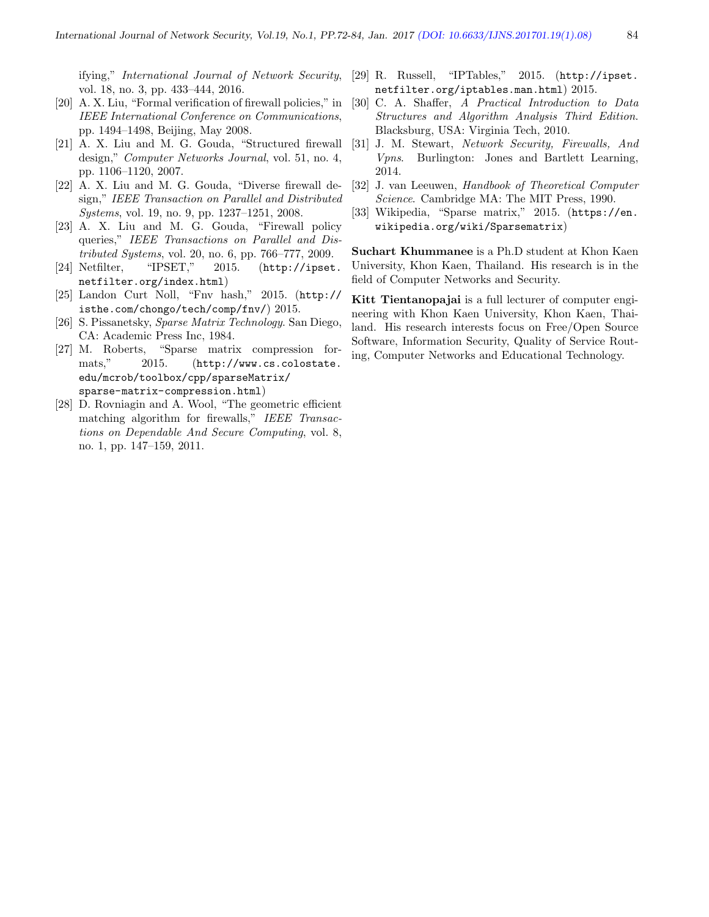ifying," *International Journal of Network Security*, vol. 18, no. 3, pp. 433–444, 2016.

[20] A. X. Liu, "Formal verification of firewall policies," in *IEEE International Conference on Communications*, pp. 1494–1498, Beijing, May 2008.

[21] A. X. Liu and M. G. Gouda, "Structured firewall design," *Computer Networks Journal*, vol. 51, no. 4, pp. 1106–1120, 2007.

[22] A. X. Liu and M. G. Gouda, "Diverse firewall design," *IEEE Transaction on Parallel and Distributed Systems*, vol. 19, no. 9, pp. 1237–1251, 2008.

[23] A. X. Liu and M. G. Gouda, "Firewall policy queries," *IEEE Transactions on Parallel and Distributed Systems*, vol. 20, no. 6, pp. 766–777, 2009.

[24] Netfilter, "IPSET," 2015. (`http://ipset.netfilter.org/index.html`)

[25] Landon Curt Noll, "Fnv hash," 2015. (`http://isthe.com/chongo/tech/comp/fnv/`) 2015.

[26] S. Pissanetsky, *Sparse Matrix Technology*. San Diego, CA: Academic Press Inc, 1984.

[27] M. Roberts, "Sparse matrix compression formats," 2015. (`http://www.cs.colostate.edu/mcrob/toolbox/cpp/sparseMatrix/sparse-matrix-compression.html`)

[28] D. Rovniagin and A. Wool, "The geometric efficient matching algorithm for firewalls," *IEEE Transactions on Dependable And Secure Computing*, vol. 8, no. 1, pp. 147–159, 2011.

[29] R. Russell, "IPTables," 2015. (`http://ipset.netfilter.org/iptables.man.html`) 2015.

[30] C. A. Shaffer, *A Practical Introduction to Data Structures and Algorithm Analysis Third Edition*. Blacksburg, USA: Virginia Tech, 2010.

[31] J. M. Stewart, *Network Security, Firewalls, And Vpns*. Burlington: Jones and Bartlett Learning, 2014.

[32] J. van Leeuwen, *Handbook of Theoretical Computer Science*. Cambridge MA: The MIT Press, 1990.

[33] Wikipedia, "Sparse matrix," 2015. (`https://en.wikipedia.org/wiki/Sparsematrix`)

**Suchart Khummanee** is a Ph.D student at Khon Kaen University, Khon Kaen, Thailand. His research is in the field of Computer Networks and Security.

**Kitt Tientanopajai** is a full lecturer of computer engineering with Khon Kaen University, Khon Kaen, Thailand. His research interests focus on Free/Open Source Software, Information Security, Quality of Service Routing, Computer Networks and Educational Technology.